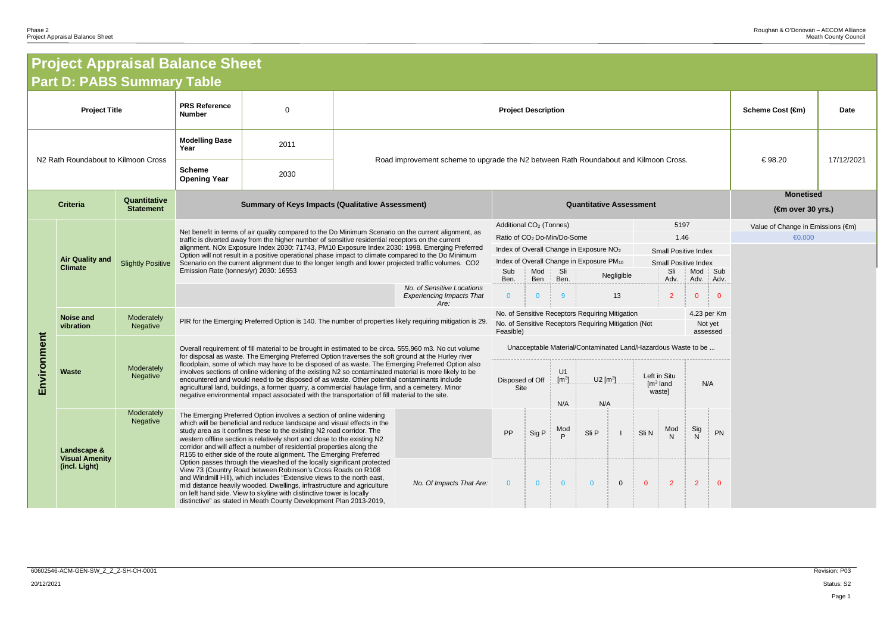# Project Appraisal Balance Sheet

## Part D: PABS Summary Table

| Project Title | PRS Reference Number | 0 | Project Description | Scheme Cost (€m) | Date |
|---|---|---|---|---|---|
| N2 Rath Roundabout to Kilmoon Cross | Modelling Base Year | 2011 | Road improvement scheme to upgrade the N2 between Rath Roundabout and Kilmoon Cross. | € 98.20 | 17/12/2021 |
| | Scheme Opening Year | 2030 | | | |

| Criteria | | Quantitative Statement | Summary of Keys Impacts (Qualitative Assessment) | | Quantitative Assessment | | | | | | | | | Monetised (€m over 30 yrs.) |
|---|---|---|---|---|---|---|---|---|---|---|---|---|---|---|
| Environment | Air Quality and Climate | Slightly Positive | Net benefit in terms of air quality compared to the Do Minimum Scenario on the current alignment, as traffic is diverted away from the higher number of sensitive residential receptors on the current alignment. NOx Exposure Index 2030: 71743, PM10 Exposure Index 2030: 1998. Emerging Preferred Option will not result in a positive operational phase impact to climate compared to the Do Minimum Scenario on the current alignment due to the longer length and lower projected traffic volumes. CO2 Emission Rate (tonnes/yr) 2030: 16553 | | Additional $CO_2$ (Tonnes) | | | | 5197 | | | | | Value of Change in Emissions (€m) |
| | | | | | Ratio of $CO_2$ Do-Min/Do-Some | | | | 1.46 | | | | | €0.000 |
| | | | | | Index of Overall Change in Exposure $NO_2$ | | | | Small Positive Index | | | | | |
| | | | | | Index of Overall Change in Exposure $PM_{10}$ | | | | Small Positive Index | | | | | |
| | | | | | Sub Ben. | Mod Ben | Sli Ben. | Negligible | Sli Adv. | Mod Adv. | Sub Adv. | | | |
| | | | | *No. of Sensitive Locations Experiencing Impacts That Are:* | 0 | 0 | 9 | 13 | 2 | 0 | 0 | | | |
| | Noise and vibration | Moderately Negative | PIR for the Emerging Preferred Option is 140. The number of properties likely requiring mitigation is 29. | | No. of Sensitive Receptors Requiring Mitigation | | | | 4.23 per Km | | | | | |
| | | | | | No. of Sensitive Receptors Requiring Mitigation (Not Feasible) | | | | Not yet assessed | | | | | |
| | Waste | Moderately Negative | Overall requirement of fill material to be brought in estimated to be circa. 555,960 m3. No cut volume for disposal as waste. The Emerging Preferred Option traverses the soft ground at the Hurley river floodplain, some of which may have to be disposed of as waste. The Emerging Preferred Option also involves sections of online widening of the existing N2 so contaminated material is more likely to be encountered and would need to be disposed of as waste. Other potential contaminants include agricultural land, buildings, a former quarry, a commercial haulage firm, and a cemetery. Minor negative environmental impact associated with the transportation of fill material to the site. | | Unacceptable Material/Contaminated Land/Hazardous Waste to be ... | | | | | | | | | |
| | | | | | Disposed of Off Site | | U1 [m³] | U2 [m³] | Left in Situ [m³ land waste] | N/A | | | | |
| | | | | | | | N/A | N/A | | | | | | |
| | Landscape & Visual Amenity (incl. Light) | Moderately Negative | The Emerging Preferred Option involves a section of online widening which will be beneficial and reduce landscape and visual effects in the study area as it confines these to the existing N2 road corridor. The western offline section is relatively short and close to the existing N2 corridor and will affect a number of residential properties along the R155 to either side of the route alignment. The Emerging Preferred Option passes through the viewshed of the locally significant protected View 73 (Country Road between Robinson's Cross Roads on R108 and Windmill Hill), which includes "Extensive views to the north east, mid distance heavily wooded. Dwellings, infrastructure and agriculture on left hand side. View to skyline with distinctive tower is locally distinctive" as stated in Meath County Development Plan 2013-2019, | | PP | Sig P | Mod P | Sli P | I | Sli N | Mod N | Sig N | PN | |
| | | | | *No. Of Impacts That Are:* | 0 | 0 | 0 | 0 | 0 | 0 | 2 | 2 | 0 | |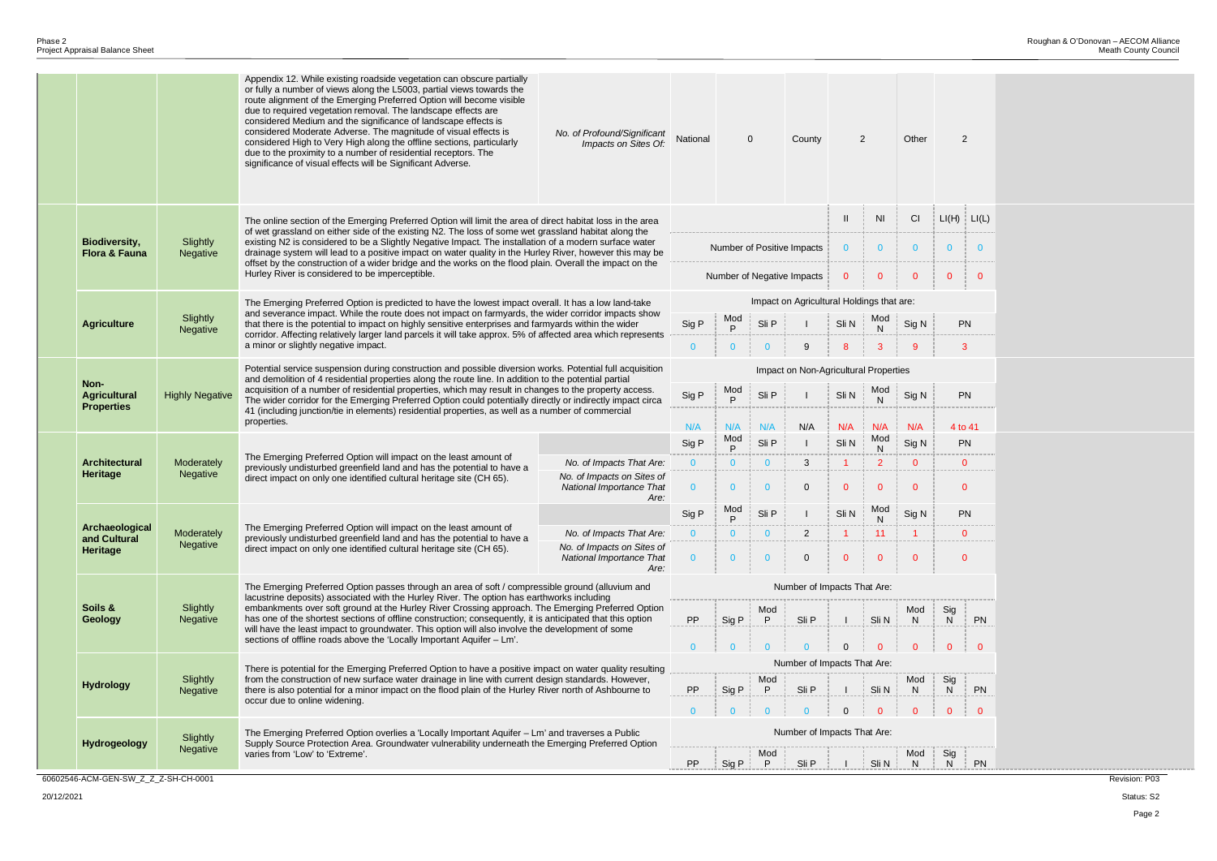| | | | | |
|---|---|---|---|---|
| | | Appendix 12. While existing roadside vegetation can obscure partially or fully a number of views along the L5003, partial views towards the route alignment of the Emerging Preferred Option will become visible due to required vegetation removal. The landscape effects are considered Medium and the significance of landscape effects is considered Moderate Adverse. The magnitude of visual effects is considered High to Very High along the offline sections, particularly due to the proximity to a number of residential receptors. The significance of visual effects will be Significant Adverse. | *No. of Profound/Significant Impacts on Sites Of:* | National: 0; County: 2; Other: 2 |
| **Biodiversity, Flora & Fauna** | Slightly Negative | The online section of the Emerging Preferred Option will limit the area of direct habitat loss in the area of wet grassland on either side of the existing N2. The loss of some wet grassland habitat along the existing N2 is considered to be a Slightly Negative Impact. The installation of a modern surface water drainage system will lead to a positive impact on water quality in the Hurley River, however this may be offset by the construction of a wider bridge and the works on the flood plain. Overall the impact on the Hurley River is considered to be imperceptible. | | II / NI / CI / LI(H) / LI(L) — Number of Positive Impacts: 0 / 0 / 0 / 0 / 0; Number of Negative Impacts: 0 / 0 / 0 / 0 / 0 |
| **Agriculture** | Slightly Negative | The Emerging Preferred Option is predicted to have the lowest impact overall. It has a low land-take and severance impact. While the route does not impact on farmyards, the wider corridor impacts show that there is the potential to impact on highly sensitive enterprises and farmyards within the wider corridor. Affecting relatively larger land parcels it will take approx. 5% of affected area which represents a minor or slightly negative impact. | | Impact on Agricultural Holdings that are: Sig P: 0; Mod P: 0; Sli P: 0; I: 9; Sli N: 8; Mod N: 3; Sig N: 9; PN: 3 |
| **Non-Agricultural Properties** | Highly Negative | Potential service suspension during construction and possible diversion works. Potential full acquisition and demolition of 4 residential properties along the route line. In addition to the potential partial acquisition of a number of residential properties, which may result in changes to the property access. The wider corridor for the Emerging Preferred Option could potentially directly or indirectly impact circa 41 (including junction/tie in elements) residential properties, as well as a number of commercial properties. | | Impact on Non-Agricultural Properties: Sig P: N/A; Mod P: N/A; Sli P: N/A; I: N/A; Sli N: N/A; Mod N: N/A; Sig N: N/A; PN: 4 to 41 |
| **Architectural Heritage** | Moderately Negative | The Emerging Preferred Option will impact on the least amount of previously undisturbed greenfield land and has the potential to have a direct impact on only one identified cultural heritage site (CH 65). | *No. of Impacts That Are:* | Sig P: 0; Mod P: 0; Sli P: 0; I: 3; Sli N: 1; Mod N: 2; Sig N: 0; PN: 0 |
| | | | *No. of Impacts on Sites of National Importance That Are:* | Sig P: 0; Mod P: 0; Sli P: 0; I: 0; Sli N: 0; Mod N: 0; Sig N: 0; PN: 0 |
| **Archaeological and Cultural Heritage** | Moderately Negative | The Emerging Preferred Option will impact on the least amount of previously undisturbed greenfield land and has the potential to have a direct impact on only one identified cultural heritage site (CH 65). | *No. of Impacts That Are:* | Sig P: 0; Mod P: 0; Sli P: 0; I: 2; Sli N: 1; Mod N: 11; Sig N: 1; PN: 0 |
| | | | *No. of Impacts on Sites of National Importance That Are:* | Sig P: 0; Mod P: 0; Sli P: 0; I: 0; Sli N: 0; Mod N: 0; Sig N: 0; PN: 0 |
| **Soils & Geology** | Slightly Negative | The Emerging Preferred Option passes through an area of soft / compressible ground (alluvium and lacustrine deposits) associated with the Hurley River. The option has earthworks including embankments over soft ground at the Hurley River Crossing approach. The Emerging Preferred Option has one of the shortest sections of offline construction; consequently, it is anticipated that this option will have the least impact to groundwater. This option will also involve the development of some sections of offline roads above the 'Locally Important Aquifer – Lm'. | | Number of Impacts That Are: PP: 0; Sig P: 0; Mod P: 0; Sli P: 0; I: 0; Sli N: 0; Mod N: 0; Sig N: 0; PN: 0 |
| **Hydrology** | Slightly Negative | There is potential for the Emerging Preferred Option to have a positive impact on water quality resulting from the construction of new surface water drainage in line with current design standards. However, there is also potential for a minor impact on the flood plain of the Hurley River north of Ashbourne to occur due to online widening. | | Number of Impacts That Are: PP: 0; Sig P: 0; Mod P: 0; Sli P: 0; I: 0; Sli N: 0; Mod N: 0; Sig N: 0; PN: 0 |
| **Hydrogeology** | Slightly Negative | The Emerging Preferred Option overlies a 'Locally Important Aquifer – Lm' and traverses a Public Supply Source Protection Area. Groundwater vulnerability underneath the Emerging Preferred Option varies from 'Low' to 'Extreme'. | | Number of Impacts That Are: PP; Sig P; Mod P; Sli P; I; Sli N; Mod N; Sig N; PN |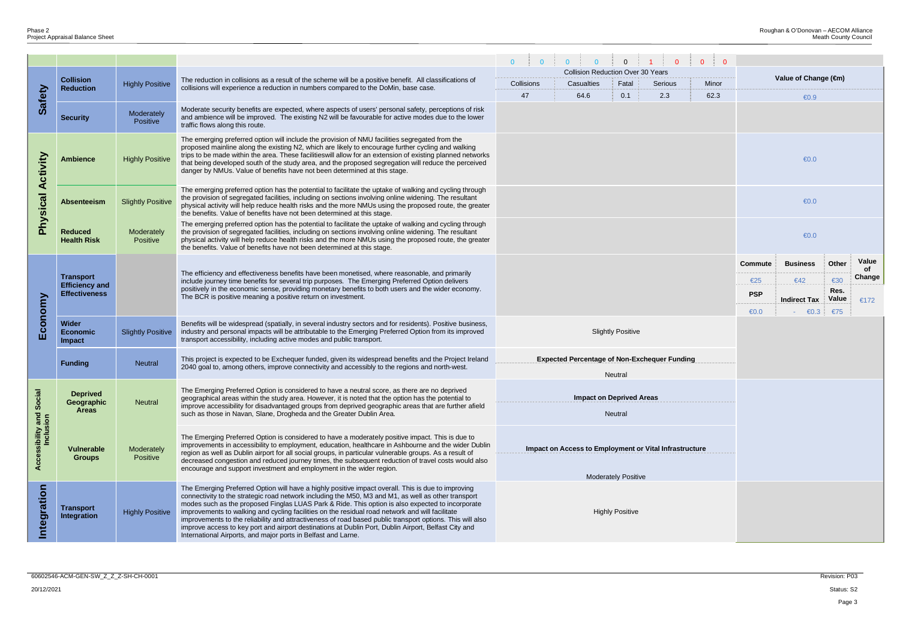| | | | | | | | | | | | | | | |
|---|---|---|---|---|---|---|---|---|---|---|---|---|---|---|
| | | | | 0 0 | 0 0 | 0 | 1 0 | 0 0 | | | | | | |
| **Safety** | **Collision Reduction** | Highly Positive | The reduction in collisions as a result of the scheme will be a positive benefit. All classifications of collisions will experience a reduction in numbers compared to the DoMin, base case. | Collision Reduction Over 30 Years | | | | | Value of Change (€m) | | | | | |
| | | | | Collisions | Casualties | Fatal | Serious | Minor | | | | | | |
| | | | | 47 | 64.6 | 0.1 | 2.3 | 62.3 | €0.9 | | | | | |
| | **Security** | Moderately Positive | Moderate security benefits are expected, where aspects of users' personal safety, perceptions of risk and ambience will be improved. The existing N2 will be favourable for active modes due to the lower traffic flows along this route. | | | | | | | | | | | |
| **Physical Activity** | **Ambience** | Highly Positive | The emerging preferred option will include the provision of NMU facilities segregated from the proposed mainline along the existing N2, which are likely to encourage further cycling and walking trips to be made within the area. These facilitieswill allow for an extension of existing planned networks that being developed south of the study area, and the proposed segregation will reduce the perceived danger by NMUs. Value of benefits have not been determined at this stage. | | | | | | €0.0 | | | | | |
| | **Absenteeism** | Slightly Positive | The emerging preferred option has the potential to facilitate the uptake of walking and cycling through the provision of segregated facilities, including on sections involving online widening. The resultant physical activity will help reduce health risks and the more NMUs using the proposed route, the greater the benefits. Value of benefits have not been determined at this stage. | | | | | | €0.0 | | | | | |
| | **Reduced Health Risk** | Moderately Positive | The emerging preferred option has the potential to facilitate the uptake of walking and cycling through the provision of segregated facilities, including on sections involving online widening. The resultant physical activity will help reduce health risks and the more NMUs using the proposed route, the greater the benefits. Value of benefits have not been determined at this stage. | | | | | | €0.0 | | | | | |
| **Economy** | **Transport Efficiency and Effectiveness** | | The efficiency and effectiveness benefits have been monetised, where reasonable, and primarily include journey time benefits for several trip purposes. The Emerging Preferred Option delivers positively in the economic sense, providing monetary benefits to both users and the wider economy. The BCR is positive meaning a positive return on investment. | | | | | | **Commute** | **Business** | | **Other** | **Value of Change** | |
| | | | | | | | | | €25 | €42 | | €30 | €172 | |
| | | | | | | | | | **PSP** | **Indirect Tax** | | **Res. Value** | | |
| | | | | | | | | | €0.0 | - | €0.3 | €75 | | |
| | **Wider Economic Impact** | Slightly Positive | Benefits will be widespread (spatially, in several industry sectors and for residents). Positive business, industry and personal impacts will be attributable to the Emerging Preferred Option from its improved transport accessibility, including active modes and public transport. | Slightly Positive | | | | | | | | | | |
| | **Funding** | Neutral | This project is expected to be Exchequer funded, given its widespread benefits and the Project Ireland 2040 goal to, among others, improve connectivity and accessibly to the regions and north-west. | **Expected Percentage of Non-Exchequer Funding** | | | | | | | | | | |
| | | | | Neutral | | | | | | | | | | |
| **Accessibility and Social Inclusion** | **Deprived Geographic Areas** | Neutral | The Emerging Preferred Option is considered to have a neutral score, as there are no deprived geographical areas within the study area. However, it is noted that the option has the potential to improve accessibility for disadvantaged groups from deprived geographic areas that are further afield such as those in Navan, Slane, Drogheda and the Greater Dublin Area. | **Impact on Deprived Areas** | | | | | | | | | | |
| | | | | Neutral | | | | | | | | | | |
| | **Vulnerable Groups** | Moderately Positive | The Emerging Preferred Option is considered to have a moderately positive impact. This is due to improvements in accessibility to employment, education, healthcare in Ashbourne and the wider Dublin region as well as Dublin airport for all social groups, in particular vulnerable groups. As a result of decreased congestion and reduced journey times, the subsequent reduction of travel costs would also encourage and support investment and employment in the wider region. | **Impact on Access to Employment or Vital Infrastructure** | | | | | | | | | | |
| | | | | Moderately Positive | | | | | | | | | | |
| **Integration** | **Transport Integration** | Highly Positive | The Emerging Preferred Option will have a highly positive impact overall. This is due to improving connectivity to the strategic road network including the M50, M3 and M1, as well as other transport modes such as the proposed Finglas LUAS Park & Ride. This option is also expected to incorporate improvements to walking and cycling facilities on the residual road network and will facilitate improvements to the reliability and attractiveness of road based public transport options. This will also improve access to key port and airport destinations at Dublin Port, Dublin Airport, Belfast City and International Airports, and major ports in Belfast and Larne. | Highly Positive | | | | | | | | | | |

60602546-ACM-GEN-SW_Z_Z-SH-CH-0001

20/12/2021

Revision: P03

Status: S2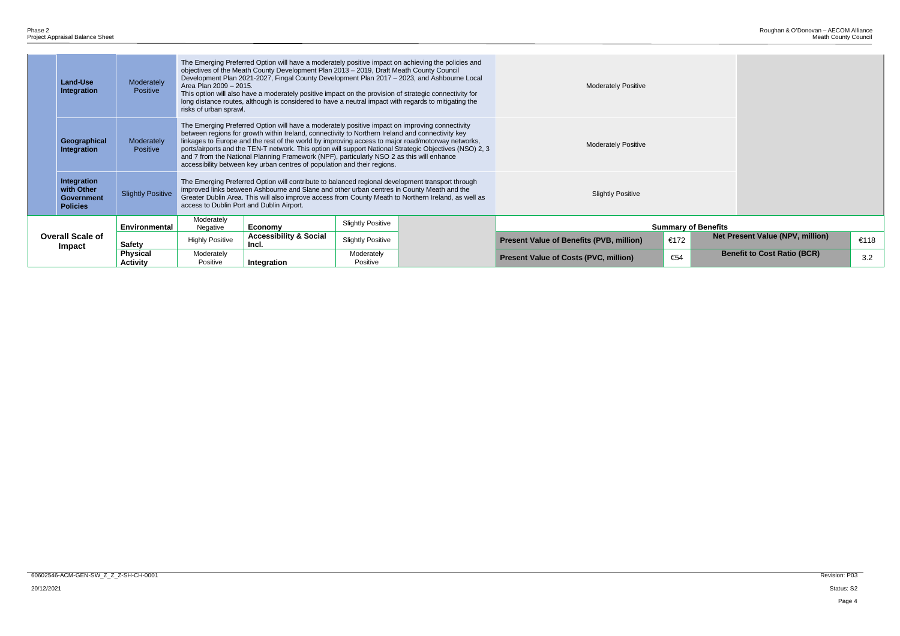| | | | | |
|---|---|---|---|---|
| | **Land-Use Integration** | Moderately Positive | The Emerging Preferred Option will have a moderately positive impact on achieving the policies and objectives of the Meath County Development Plan 2013 – 2019, Draft Meath County Council Development Plan 2021-2027, Fingal County Development Plan 2017 – 2023, and Ashbourne Local Area Plan 2009 – 2015. This option will also have a moderately positive impact on the provision of strategic connectivity for long distance routes, although is considered to have a neutral impact with regards to mitigating the risks of urban sprawl. | Moderately Positive |
| | **Geographical Integration** | Moderately Positive | The Emerging Preferred Option will have a moderately positive impact on improving connectivity between regions for growth within Ireland, connectivity to Northern Ireland and connectivity key linkages to Europe and the rest of the world by improving access to major road/motorway networks, ports/airports and the TEN-T network. This option will support National Strategic Objectives (NSO) 2, 3 and 7 from the National Planning Framework (NPF), particularly NSO 2 as this will enhance accessibility between key urban centres of population and their regions. | Moderately Positive |
| | **Integration with Other Government Policies** | Slightly Positive | The Emerging Preferred Option will contribute to balanced regional development transport through improved links between Ashbourne and Slane and other urban centres in County Meath and the Greater Dublin Area. This will also improve access from County Meath to Northern Ireland, as well as access to Dublin Port and Dublin Airport. | Slightly Positive |

| | | | | | | | | | |
|---|---|---|---|---|---|---|---|---|---|
| **Overall Scale of Impact** | **Environmental** | Moderately Negative | **Economy** | Slightly Positive | | **Summary of Benefits** | | | |
| | **Safety** | Highly Positive | **Accessibility & Social Incl.** | Slightly Positive | | **Present Value of Benefits (PVB, million)** | €172 | **Net Present Value (NPV, million)** | €118 |
| | **Physical Activity** | Moderately Positive | **Integration** | Moderately Positive | | **Present Value of Costs (PVC, million)** | €54 | **Benefit to Cost Ratio (BCR)** | 3.2 |